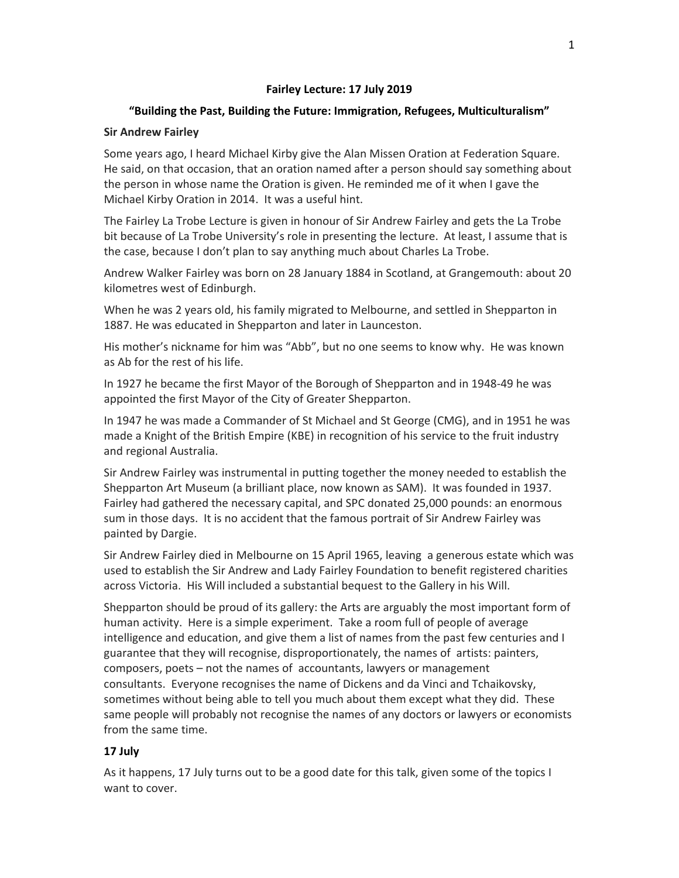**Fairley Lecture: 17 July 2019**

**"Building the Past, Building the Future: Immigration, Refugees, Multiculturalism"**

**Sir Andrew Fairley**

Some years ago, I heard Michael Kirby give the Alan Missen Oration at Federation Square. He said, on that occasion, that an oration named after a person should say something about the person in whose name the Oration is given. He reminded me of it when I gave the Michael Kirby Oration in 2014. It was a useful hint.

The Fairley La Trobe Lecture is given in honour of Sir Andrew Fairley and gets the La Trobe bit because of La Trobe University's role in presenting the lecture. At least, I assume that is the case, because I don't plan to say anything much about Charles La Trobe.

Andrew Walker Fairley was born on 28 January 1884 in Scotland, at Grangemouth: about 20 kilometres west of Edinburgh.

When he was 2 years old, his family migrated to Melbourne, and settled in Shepparton in 1887. He was educated in Shepparton and later in Launceston.

His mother's nickname for him was "Abb", but no one seems to know why. He was known as Ab for the rest of his life.

In 1927 he became the first Mayor of the Borough of Shepparton and in 1948-49 he was appointed the first Mayor of the City of Greater Shepparton.

In 1947 he was made a Commander of St Michael and St George (CMG), and in 1951 he was made a Knight of the British Empire (KBE) in recognition of his service to the fruit industry and regional Australia.

Sir Andrew Fairley was instrumental in putting together the money needed to establish the Shepparton Art Museum (a brilliant place, now known as SAM). It was founded in 1937. Fairley had gathered the necessary capital, and SPC donated 25,000 pounds: an enormous sum in those days. It is no accident that the famous portrait of Sir Andrew Fairley was painted by Dargie.

Sir Andrew Fairley died in Melbourne on 15 April 1965, leaving a generous estate which was used to establish the Sir Andrew and Lady Fairley Foundation to benefit registered charities across Victoria. His Will included a substantial bequest to the Gallery in his Will.

Shepparton should be proud of its gallery: the Arts are arguably the most important form of human activity. Here is a simple experiment. Take a room full of people of average intelligence and education, and give them a list of names from the past few centuries and I guarantee that they will recognise, disproportionately, the names of artists: painters, composers, poets – not the names of accountants, lawyers or management consultants. Everyone recognises the name of Dickens and da Vinci and Tchaikovsky, sometimes without being able to tell you much about them except what they did. These same people will probably not recognise the names of any doctors or lawyers or economists from the same time.

**17 July**

As it happens, 17 July turns out to be a good date for this talk, given some of the topics I want to cover.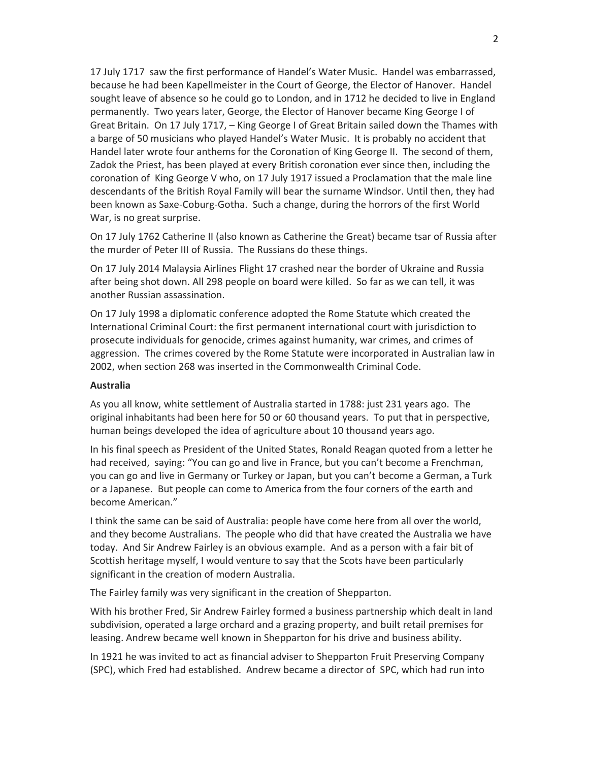17 July 1717 saw the first performance of Handel's Water Music. Handel was embarrassed, because he had been Kapellmeister in the Court of George, the Elector of Hanover. Handel sought leave of absence so he could go to London, and in 1712 he decided to live in England permanently. Two years later, George, the Elector of Hanover became King George I of Great Britain. On 17 July 1717, – King George I of Great Britain sailed down the Thames with a barge of 50 musicians who played Handel's Water Music. It is probably no accident that Handel later wrote four anthems for the Coronation of King George II. The second of them, Zadok the Priest, has been played at every British coronation ever since then, including the coronation of King George V who, on 17 July 1917 issued a Proclamation that the male line descendants of the British Royal Family will bear the surname Windsor. Until then, they had been known as Saxe-Coburg-Gotha. Such a change, during the horrors of the first World War, is no great surprise.

On 17 July 1762 Catherine II (also known as Catherine the Great) became tsar of Russia after the murder of Peter III of Russia. The Russians do these things.

On 17 July 2014 Malaysia Airlines Flight 17 crashed near the border of Ukraine and Russia after being shot down. All 298 people on board were killed. So far as we can tell, it was another Russian assassination.

On 17 July 1998 a diplomatic conference adopted the Rome Statute which created the International Criminal Court: the first permanent international court with jurisdiction to prosecute individuals for genocide, crimes against humanity, war crimes, and crimes of aggression. The crimes covered by the Rome Statute were incorporated in Australian law in 2002, when section 268 was inserted in the Commonwealth Criminal Code.

**Australia**

As you all know, white settlement of Australia started in 1788: just 231 years ago. The original inhabitants had been here for 50 or 60 thousand years. To put that in perspective, human beings developed the idea of agriculture about 10 thousand years ago.

In his final speech as President of the United States, Ronald Reagan quoted from a letter he had received, saying: "You can go and live in France, but you can't become a Frenchman, you can go and live in Germany or Turkey or Japan, but you can't become a German, a Turk or a Japanese. But people can come to America from the four corners of the earth and become American."

I think the same can be said of Australia: people have come here from all over the world, and they become Australians. The people who did that have created the Australia we have today. And Sir Andrew Fairley is an obvious example. And as a person with a fair bit of Scottish heritage myself, I would venture to say that the Scots have been particularly significant in the creation of modern Australia.

The Fairley family was very significant in the creation of Shepparton.

With his brother Fred, Sir Andrew Fairley formed a business partnership which dealt in land subdivision, operated a large orchard and a grazing property, and built retail premises for leasing. Andrew became well known in Shepparton for his drive and business ability.

In 1921 he was invited to act as financial adviser to Shepparton Fruit Preserving Company (SPC), which Fred had established. Andrew became a director of SPC, which had run into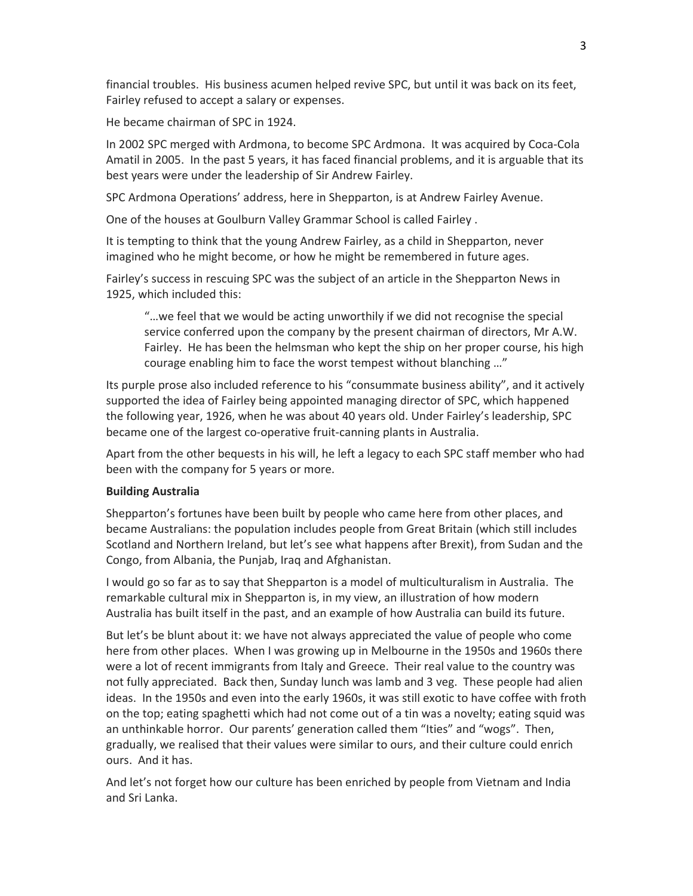financial troubles. His business acumen helped revive SPC, but until it was back on its feet, Fairley refused to accept a salary or expenses.

He became chairman of SPC in 1924.

In 2002 SPC merged with Ardmona, to become SPC Ardmona. It was acquired by Coca-Cola Amatil in 2005. In the past 5 years, it has faced financial problems, and it is arguable that its best years were under the leadership of Sir Andrew Fairley.

SPC Ardmona Operations' address, here in Shepparton, is at Andrew Fairley Avenue.

One of the houses at Goulburn Valley Grammar School is called Fairley .

It is tempting to think that the young Andrew Fairley, as a child in Shepparton, never imagined who he might become, or how he might be remembered in future ages.

Fairley's success in rescuing SPC was the subject of an article in the Shepparton News in 1925, which included this:

> "…we feel that we would be acting unworthily if we did not recognise the special service conferred upon the company by the present chairman of directors, Mr A.W. Fairley. He has been the helmsman who kept the ship on her proper course, his high courage enabling him to face the worst tempest without blanching …"

Its purple prose also included reference to his "consummate business ability", and it actively supported the idea of Fairley being appointed managing director of SPC, which happened the following year, 1926, when he was about 40 years old. Under Fairley's leadership, SPC became one of the largest co-operative fruit-canning plants in Australia.

Apart from the other bequests in his will, he left a legacy to each SPC staff member who had been with the company for 5 years or more.

**Building Australia**

Shepparton's fortunes have been built by people who came here from other places, and became Australians: the population includes people from Great Britain (which still includes Scotland and Northern Ireland, but let's see what happens after Brexit), from Sudan and the Congo, from Albania, the Punjab, Iraq and Afghanistan.

I would go so far as to say that Shepparton is a model of multiculturalism in Australia. The remarkable cultural mix in Shepparton is, in my view, an illustration of how modern Australia has built itself in the past, and an example of how Australia can build its future.

But let's be blunt about it: we have not always appreciated the value of people who come here from other places. When I was growing up in Melbourne in the 1950s and 1960s there were a lot of recent immigrants from Italy and Greece. Their real value to the country was not fully appreciated. Back then, Sunday lunch was lamb and 3 veg. These people had alien ideas. In the 1950s and even into the early 1960s, it was still exotic to have coffee with froth on the top; eating spaghetti which had not come out of a tin was a novelty; eating squid was an unthinkable horror. Our parents' generation called them "Ities" and "wogs". Then, gradually, we realised that their values were similar to ours, and their culture could enrich ours. And it has.

And let's not forget how our culture has been enriched by people from Vietnam and India and Sri Lanka.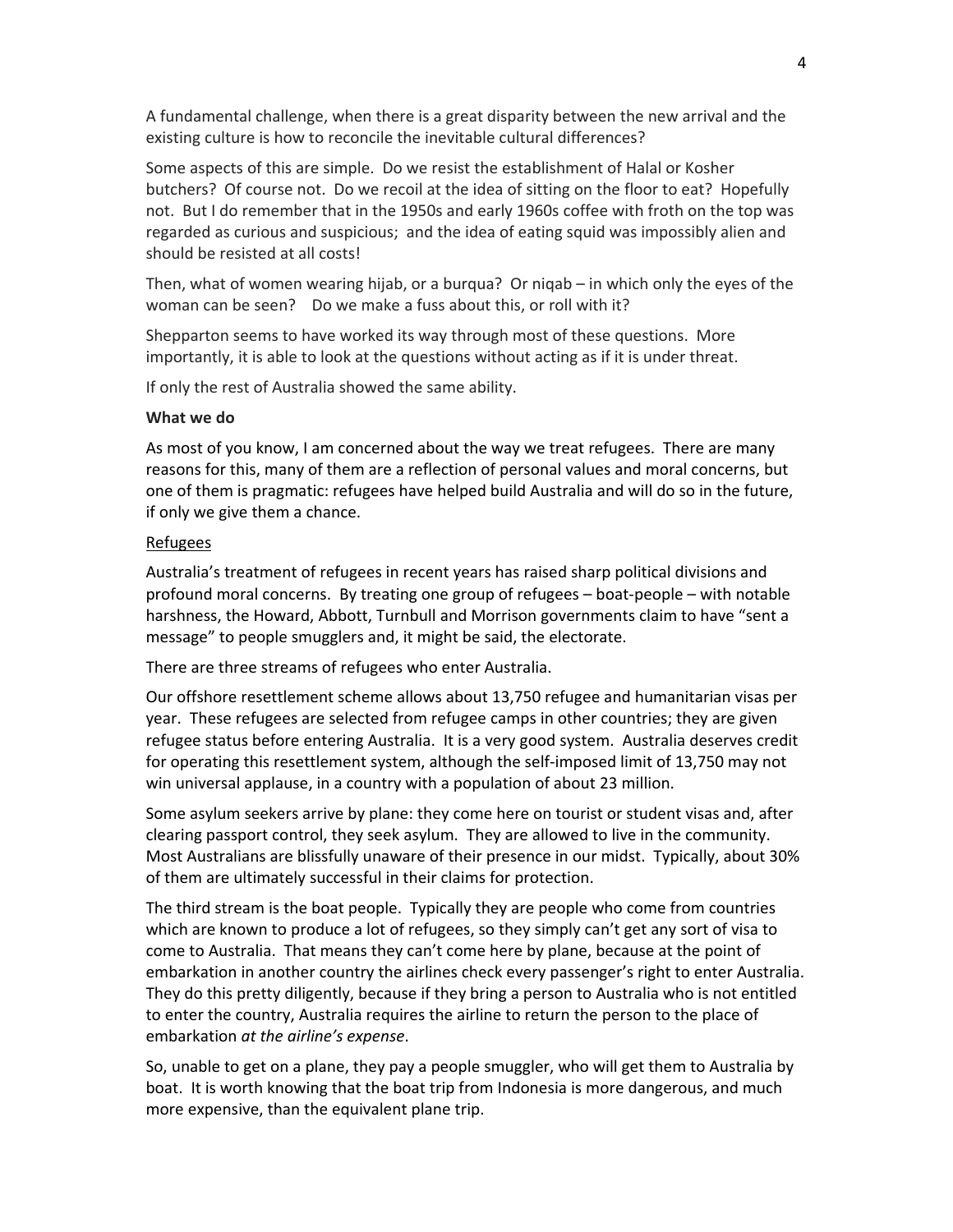A fundamental challenge, when there is a great disparity between the new arrival and the existing culture is how to reconcile the inevitable cultural differences?

Some aspects of this are simple. Do we resist the establishment of Halal or Kosher butchers? Of course not. Do we recoil at the idea of sitting on the floor to eat? Hopefully not. But I do remember that in the 1950s and early 1960s coffee with froth on the top was regarded as curious and suspicious; and the idea of eating squid was impossibly alien and should be resisted at all costs!

Then, what of women wearing hijab, or a burqua? Or niqab – in which only the eyes of the woman can be seen? Do we make a fuss about this, or roll with it?

Shepparton seems to have worked its way through most of these questions. More importantly, it is able to look at the questions without acting as if it is under threat.

If only the rest of Australia showed the same ability.

**What we do**

As most of you know, I am concerned about the way we treat refugees. There are many reasons for this, many of them are a reflection of personal values and moral concerns, but one of them is pragmatic: refugees have helped build Australia and will do so in the future, if only we give them a chance.

<u>Refugees</u>

Australia's treatment of refugees in recent years has raised sharp political divisions and profound moral concerns. By treating one group of refugees – boat-people – with notable harshness, the Howard, Abbott, Turnbull and Morrison governments claim to have "sent a message" to people smugglers and, it might be said, the electorate.

There are three streams of refugees who enter Australia.

Our offshore resettlement scheme allows about 13,750 refugee and humanitarian visas per year. These refugees are selected from refugee camps in other countries; they are given refugee status before entering Australia. It is a very good system. Australia deserves credit for operating this resettlement system, although the self-imposed limit of 13,750 may not win universal applause, in a country with a population of about 23 million.

Some asylum seekers arrive by plane: they come here on tourist or student visas and, after clearing passport control, they seek asylum. They are allowed to live in the community. Most Australians are blissfully unaware of their presence in our midst. Typically, about 30% of them are ultimately successful in their claims for protection.

The third stream is the boat people. Typically they are people who come from countries which are known to produce a lot of refugees, so they simply can't get any sort of visa to come to Australia. That means they can't come here by plane, because at the point of embarkation in another country the airlines check every passenger's right to enter Australia. They do this pretty diligently, because if they bring a person to Australia who is not entitled to enter the country, Australia requires the airline to return the person to the place of embarkation *at the airline's expense*.

So, unable to get on a plane, they pay a people smuggler, who will get them to Australia by boat. It is worth knowing that the boat trip from Indonesia is more dangerous, and much more expensive, than the equivalent plane trip.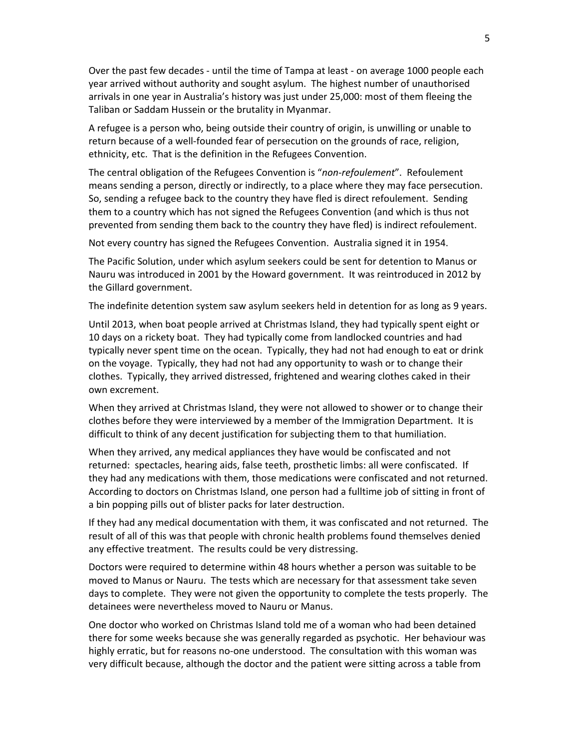Over the past few decades - until the time of Tampa at least - on average 1000 people each year arrived without authority and sought asylum. The highest number of unauthorised arrivals in one year in Australia's history was just under 25,000: most of them fleeing the Taliban or Saddam Hussein or the brutality in Myanmar.

A refugee is a person who, being outside their country of origin, is unwilling or unable to return because of a well-founded fear of persecution on the grounds of race, religion, ethnicity, etc. That is the definition in the Refugees Convention.

The central obligation of the Refugees Convention is "*non-refoulement*". Refoulement means sending a person, directly or indirectly, to a place where they may face persecution. So, sending a refugee back to the country they have fled is direct refoulement. Sending them to a country which has not signed the Refugees Convention (and which is thus not prevented from sending them back to the country they have fled) is indirect refoulement.

Not every country has signed the Refugees Convention. Australia signed it in 1954.

The Pacific Solution, under which asylum seekers could be sent for detention to Manus or Nauru was introduced in 2001 by the Howard government. It was reintroduced in 2012 by the Gillard government.

The indefinite detention system saw asylum seekers held in detention for as long as 9 years.

Until 2013, when boat people arrived at Christmas Island, they had typically spent eight or 10 days on a rickety boat. They had typically come from landlocked countries and had typically never spent time on the ocean. Typically, they had not had enough to eat or drink on the voyage. Typically, they had not had any opportunity to wash or to change their clothes. Typically, they arrived distressed, frightened and wearing clothes caked in their own excrement.

When they arrived at Christmas Island, they were not allowed to shower or to change their clothes before they were interviewed by a member of the Immigration Department. It is difficult to think of any decent justification for subjecting them to that humiliation.

When they arrived, any medical appliances they have would be confiscated and not returned: spectacles, hearing aids, false teeth, prosthetic limbs: all were confiscated. If they had any medications with them, those medications were confiscated and not returned. According to doctors on Christmas Island, one person had a fulltime job of sitting in front of a bin popping pills out of blister packs for later destruction.

If they had any medical documentation with them, it was confiscated and not returned. The result of all of this was that people with chronic health problems found themselves denied any effective treatment. The results could be very distressing.

Doctors were required to determine within 48 hours whether a person was suitable to be moved to Manus or Nauru. The tests which are necessary for that assessment take seven days to complete. They were not given the opportunity to complete the tests properly. The detainees were nevertheless moved to Nauru or Manus.

One doctor who worked on Christmas Island told me of a woman who had been detained there for some weeks because she was generally regarded as psychotic. Her behaviour was highly erratic, but for reasons no-one understood. The consultation with this woman was very difficult because, although the doctor and the patient were sitting across a table from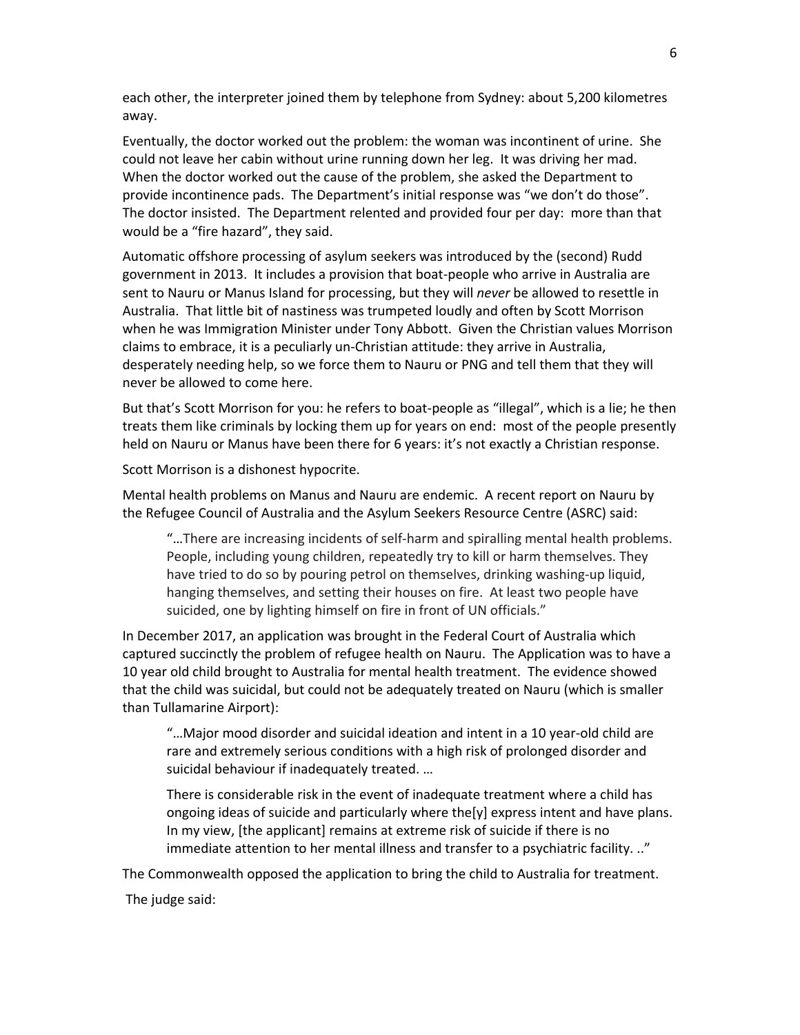each other, the interpreter joined them by telephone from Sydney: about 5,200 kilometres away.

Eventually, the doctor worked out the problem: the woman was incontinent of urine. She could not leave her cabin without urine running down her leg. It was driving her mad. When the doctor worked out the cause of the problem, she asked the Department to provide incontinence pads. The Department's initial response was "we don't do those". The doctor insisted. The Department relented and provided four per day: more than that would be a "fire hazard", they said.

Automatic offshore processing of asylum seekers was introduced by the (second) Rudd government in 2013. It includes a provision that boat-people who arrive in Australia are sent to Nauru or Manus Island for processing, but they will *never* be allowed to resettle in Australia. That little bit of nastiness was trumpeted loudly and often by Scott Morrison when he was Immigration Minister under Tony Abbott. Given the Christian values Morrison claims to embrace, it is a peculiarly un-Christian attitude: they arrive in Australia, desperately needing help, so we force them to Nauru or PNG and tell them that they will never be allowed to come here.

But that's Scott Morrison for you: he refers to boat-people as "illegal", which is a lie; he then treats them like criminals by locking them up for years on end: most of the people presently held on Nauru or Manus have been there for 6 years: it's not exactly a Christian response.

Scott Morrison is a dishonest hypocrite.

Mental health problems on Manus and Nauru are endemic. A recent report on Nauru by the Refugee Council of Australia and the Asylum Seekers Resource Centre (ASRC) said:

> "…There are increasing incidents of self-harm and spiralling mental health problems. People, including young children, repeatedly try to kill or harm themselves. They have tried to do so by pouring petrol on themselves, drinking washing-up liquid, hanging themselves, and setting their houses on fire. At least two people have suicided, one by lighting himself on fire in front of UN officials."

In December 2017, an application was brought in the Federal Court of Australia which captured succinctly the problem of refugee health on Nauru. The Application was to have a 10 year old child brought to Australia for mental health treatment. The evidence showed that the child was suicidal, but could not be adequately treated on Nauru (which is smaller than Tullamarine Airport):

> "…Major mood disorder and suicidal ideation and intent in a 10 year-old child are rare and extremely serious conditions with a high risk of prolonged disorder and suicidal behaviour if inadequately treated. …
>
> There is considerable risk in the event of inadequate treatment where a child has ongoing ideas of suicide and particularly where the[y] express intent and have plans. In my view, [the applicant] remains at extreme risk of suicide if there is no immediate attention to her mental illness and transfer to a psychiatric facility. .."

The Commonwealth opposed the application to bring the child to Australia for treatment.

The judge said: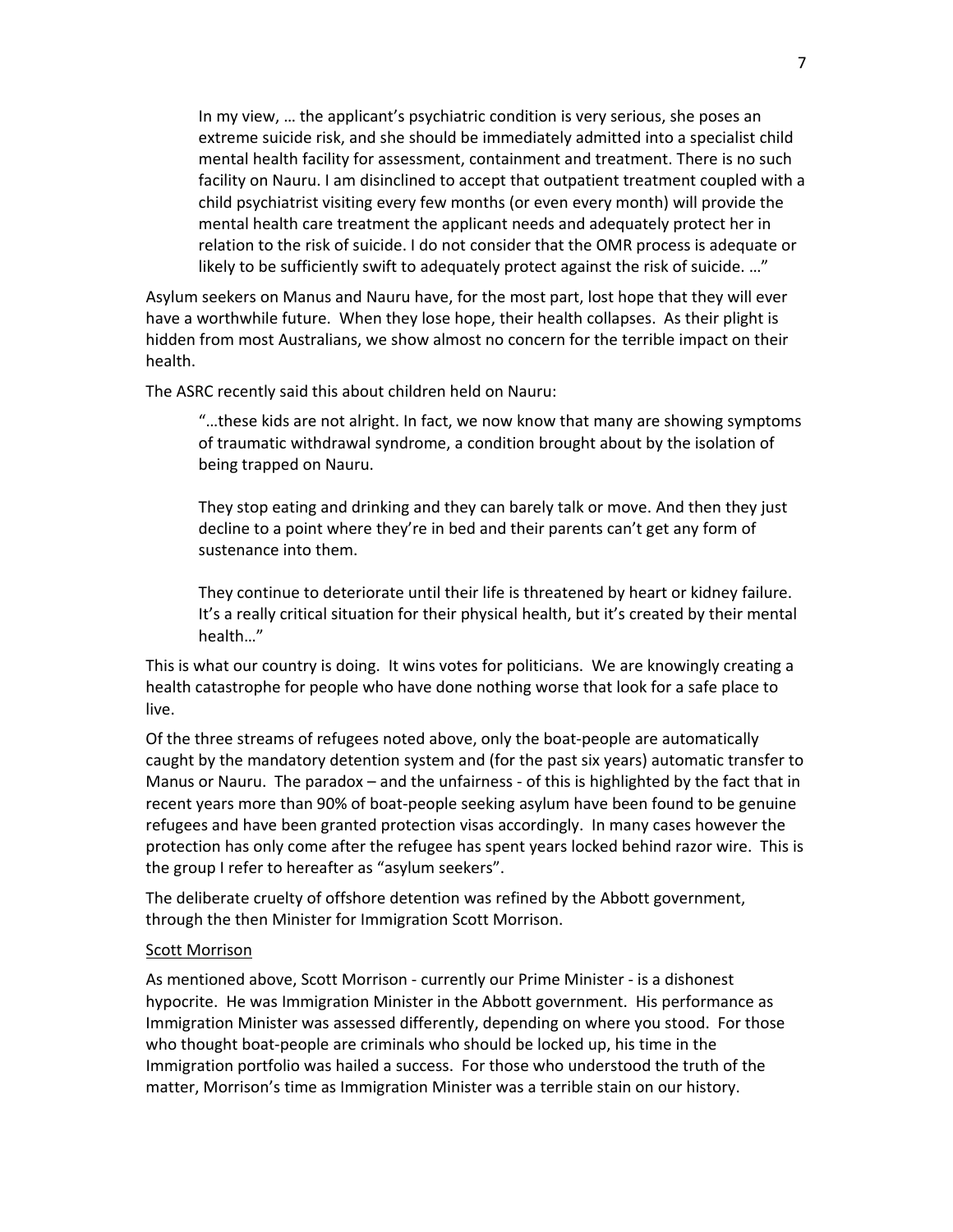> In my view, … the applicant's psychiatric condition is very serious, she poses an extreme suicide risk, and she should be immediately admitted into a specialist child mental health facility for assessment, containment and treatment. There is no such facility on Nauru. I am disinclined to accept that outpatient treatment coupled with a child psychiatrist visiting every few months (or even every month) will provide the mental health care treatment the applicant needs and adequately protect her in relation to the risk of suicide. I do not consider that the OMR process is adequate or likely to be sufficiently swift to adequately protect against the risk of suicide. …"

Asylum seekers on Manus and Nauru have, for the most part, lost hope that they will ever have a worthwhile future. When they lose hope, their health collapses. As their plight is hidden from most Australians, we show almost no concern for the terrible impact on their health.

The ASRC recently said this about children held on Nauru:

> "…these kids are not alright. In fact, we now know that many are showing symptoms of traumatic withdrawal syndrome, a condition brought about by the isolation of being trapped on Nauru.
>
> They stop eating and drinking and they can barely talk or move. And then they just decline to a point where they're in bed and their parents can't get any form of sustenance into them.
>
> They continue to deteriorate until their life is threatened by heart or kidney failure. It's a really critical situation for their physical health, but it's created by their mental health…"

This is what our country is doing. It wins votes for politicians. We are knowingly creating a health catastrophe for people who have done nothing worse that look for a safe place to live.

Of the three streams of refugees noted above, only the boat-people are automatically caught by the mandatory detention system and (for the past six years) automatic transfer to Manus or Nauru. The paradox – and the unfairness - of this is highlighted by the fact that in recent years more than 90% of boat-people seeking asylum have been found to be genuine refugees and have been granted protection visas accordingly. In many cases however the protection has only come after the refugee has spent years locked behind razor wire. This is the group I refer to hereafter as "asylum seekers".

The deliberate cruelty of offshore detention was refined by the Abbott government, through the then Minister for Immigration Scott Morrison.

<u>Scott Morrison</u>

As mentioned above, Scott Morrison - currently our Prime Minister - is a dishonest hypocrite. He was Immigration Minister in the Abbott government. His performance as Immigration Minister was assessed differently, depending on where you stood. For those who thought boat-people are criminals who should be locked up, his time in the Immigration portfolio was hailed a success. For those who understood the truth of the matter, Morrison's time as Immigration Minister was a terrible stain on our history.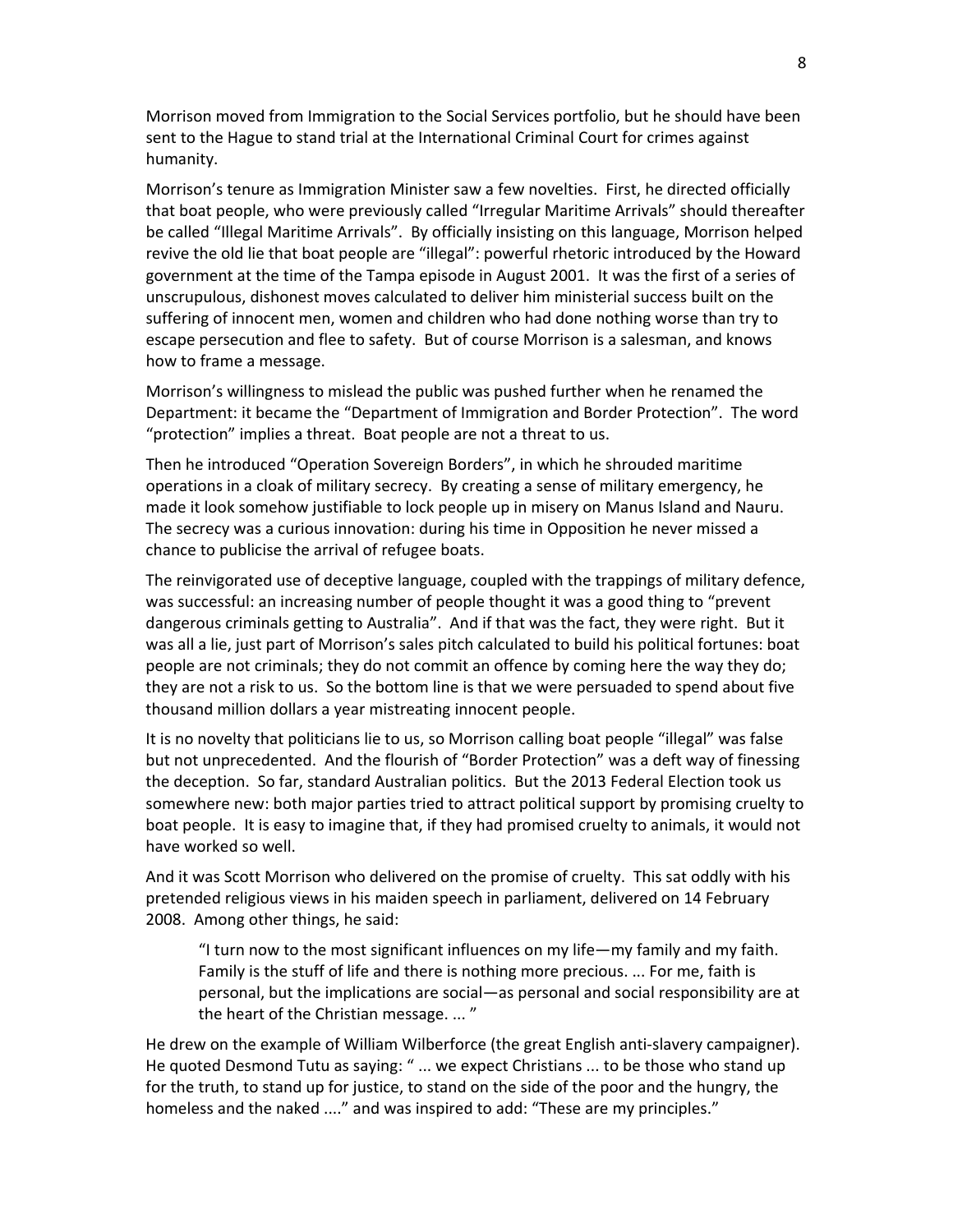Morrison moved from Immigration to the Social Services portfolio, but he should have been sent to the Hague to stand trial at the International Criminal Court for crimes against humanity.

Morrison's tenure as Immigration Minister saw a few novelties. First, he directed officially that boat people, who were previously called "Irregular Maritime Arrivals" should thereafter be called "Illegal Maritime Arrivals". By officially insisting on this language, Morrison helped revive the old lie that boat people are "illegal": powerful rhetoric introduced by the Howard government at the time of the Tampa episode in August 2001. It was the first of a series of unscrupulous, dishonest moves calculated to deliver him ministerial success built on the suffering of innocent men, women and children who had done nothing worse than try to escape persecution and flee to safety. But of course Morrison is a salesman, and knows how to frame a message.

Morrison's willingness to mislead the public was pushed further when he renamed the Department: it became the "Department of Immigration and Border Protection". The word "protection" implies a threat. Boat people are not a threat to us.

Then he introduced "Operation Sovereign Borders", in which he shrouded maritime operations in a cloak of military secrecy. By creating a sense of military emergency, he made it look somehow justifiable to lock people up in misery on Manus Island and Nauru. The secrecy was a curious innovation: during his time in Opposition he never missed a chance to publicise the arrival of refugee boats.

The reinvigorated use of deceptive language, coupled with the trappings of military defence, was successful: an increasing number of people thought it was a good thing to "prevent dangerous criminals getting to Australia". And if that was the fact, they were right. But it was all a lie, just part of Morrison's sales pitch calculated to build his political fortunes: boat people are not criminals; they do not commit an offence by coming here the way they do; they are not a risk to us. So the bottom line is that we were persuaded to spend about five thousand million dollars a year mistreating innocent people.

It is no novelty that politicians lie to us, so Morrison calling boat people "illegal" was false but not unprecedented. And the flourish of "Border Protection" was a deft way of finessing the deception. So far, standard Australian politics. But the 2013 Federal Election took us somewhere new: both major parties tried to attract political support by promising cruelty to boat people. It is easy to imagine that, if they had promised cruelty to animals, it would not have worked so well.

And it was Scott Morrison who delivered on the promise of cruelty. This sat oddly with his pretended religious views in his maiden speech in parliament, delivered on 14 February 2008. Among other things, he said:

> "I turn now to the most significant influences on my life—my family and my faith. Family is the stuff of life and there is nothing more precious. ... For me, faith is personal, but the implications are social—as personal and social responsibility are at the heart of the Christian message. ... "

He drew on the example of William Wilberforce (the great English anti-slavery campaigner). He quoted Desmond Tutu as saying: " ... we expect Christians ... to be those who stand up for the truth, to stand up for justice, to stand on the side of the poor and the hungry, the homeless and the naked ...." and was inspired to add: "These are my principles."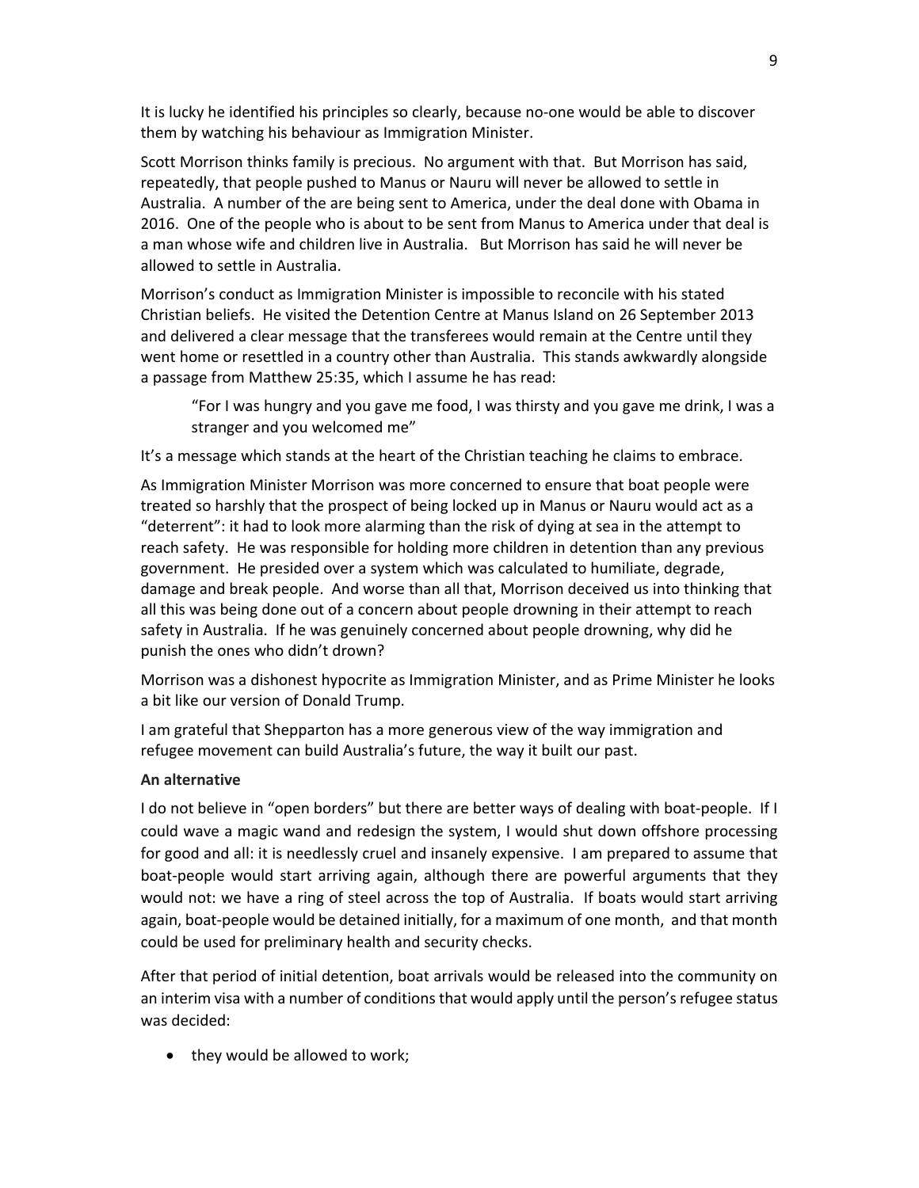It is lucky he identified his principles so clearly, because no-one would be able to discover them by watching his behaviour as Immigration Minister.

Scott Morrison thinks family is precious. No argument with that. But Morrison has said, repeatedly, that people pushed to Manus or Nauru will never be allowed to settle in Australia. A number of the are being sent to America, under the deal done with Obama in 2016. One of the people who is about to be sent from Manus to America under that deal is a man whose wife and children live in Australia. But Morrison has said he will never be allowed to settle in Australia.

Morrison's conduct as Immigration Minister is impossible to reconcile with his stated Christian beliefs. He visited the Detention Centre at Manus Island on 26 September 2013 and delivered a clear message that the transferees would remain at the Centre until they went home or resettled in a country other than Australia. This stands awkwardly alongside a passage from Matthew 25:35, which I assume he has read:

> "For I was hungry and you gave me food, I was thirsty and you gave me drink, I was a stranger and you welcomed me"

It's a message which stands at the heart of the Christian teaching he claims to embrace.

As Immigration Minister Morrison was more concerned to ensure that boat people were treated so harshly that the prospect of being locked up in Manus or Nauru would act as a "deterrent": it had to look more alarming than the risk of dying at sea in the attempt to reach safety. He was responsible for holding more children in detention than any previous government. He presided over a system which was calculated to humiliate, degrade, damage and break people. And worse than all that, Morrison deceived us into thinking that all this was being done out of a concern about people drowning in their attempt to reach safety in Australia. If he was genuinely concerned about people drowning, why did he punish the ones who didn't drown?

Morrison was a dishonest hypocrite as Immigration Minister, and as Prime Minister he looks a bit like our version of Donald Trump.

I am grateful that Shepparton has a more generous view of the way immigration and refugee movement can build Australia's future, the way it built our past.

**An alternative**

I do not believe in "open borders" but there are better ways of dealing with boat-people. If I could wave a magic wand and redesign the system, I would shut down offshore processing for good and all: it is needlessly cruel and insanely expensive. I am prepared to assume that boat-people would start arriving again, although there are powerful arguments that they would not: we have a ring of steel across the top of Australia. If boats would start arriving again, boat-people would be detained initially, for a maximum of one month, and that month could be used for preliminary health and security checks.

After that period of initial detention, boat arrivals would be released into the community on an interim visa with a number of conditions that would apply until the person's refugee status was decided:

- they would be allowed to work;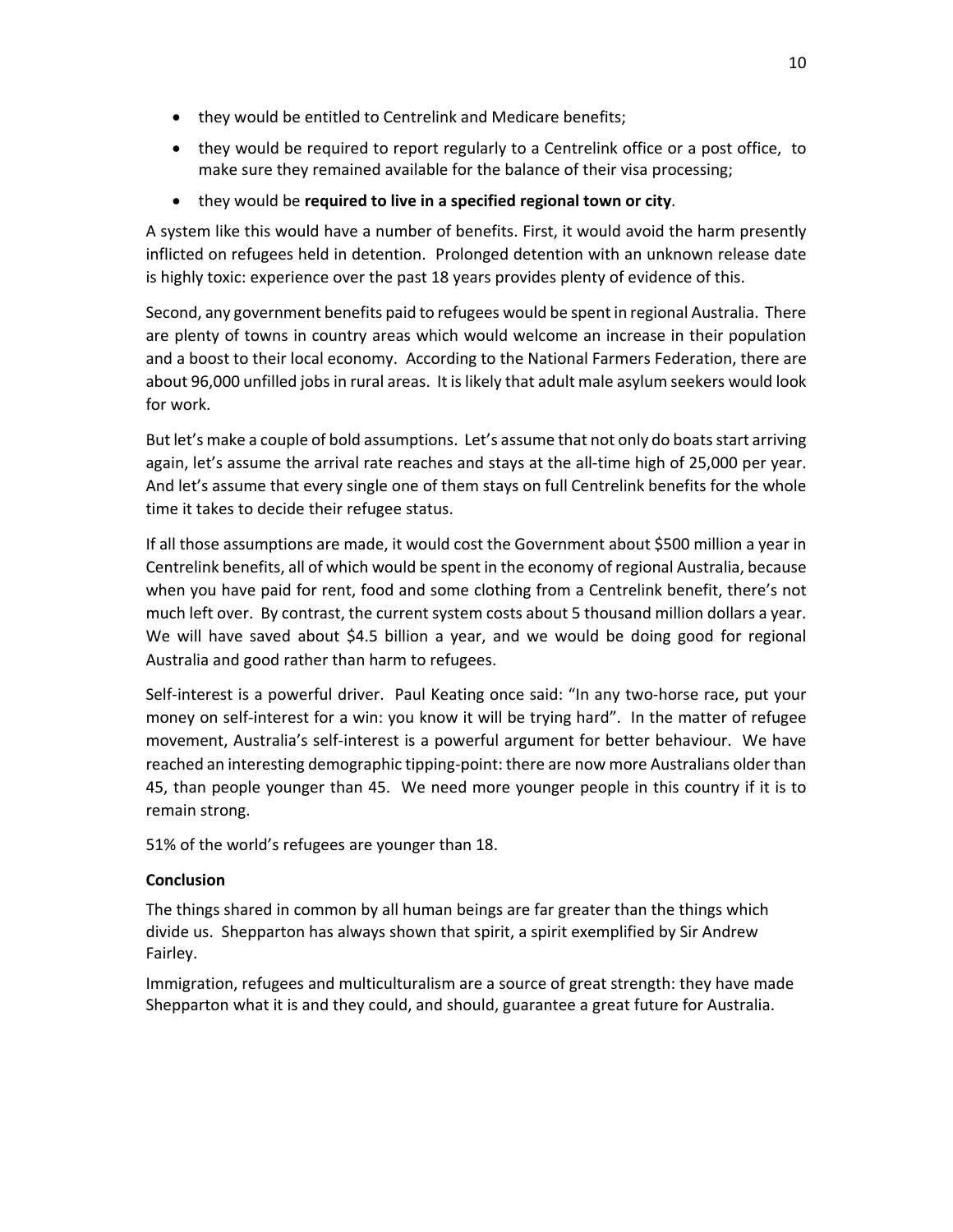- they would be entitled to Centrelink and Medicare benefits;
- they would be required to report regularly to a Centrelink office or a post office, to make sure they remained available for the balance of their visa processing;
- they would be **required to live in a specified regional town or city**.

A system like this would have a number of benefits. First, it would avoid the harm presently inflicted on refugees held in detention. Prolonged detention with an unknown release date is highly toxic: experience over the past 18 years provides plenty of evidence of this.

Second, any government benefits paid to refugees would be spent in regional Australia. There are plenty of towns in country areas which would welcome an increase in their population and a boost to their local economy. According to the National Farmers Federation, there are about 96,000 unfilled jobs in rural areas. It is likely that adult male asylum seekers would look for work.

But let's make a couple of bold assumptions. Let's assume that not only do boats start arriving again, let's assume the arrival rate reaches and stays at the all-time high of 25,000 per year. And let's assume that every single one of them stays on full Centrelink benefits for the whole time it takes to decide their refugee status.

If all those assumptions are made, it would cost the Government about $500 million a year in Centrelink benefits, all of which would be spent in the economy of regional Australia, because when you have paid for rent, food and some clothing from a Centrelink benefit, there's not much left over. By contrast, the current system costs about 5 thousand million dollars a year. We will have saved about $4.5 billion a year, and we would be doing good for regional Australia and good rather than harm to refugees.

Self-interest is a powerful driver. Paul Keating once said: "In any two-horse race, put your money on self-interest for a win: you know it will be trying hard". In the matter of refugee movement, Australia's self-interest is a powerful argument for better behaviour. We have reached an interesting demographic tipping-point: there are now more Australians older than 45, than people younger than 45. We need more younger people in this country if it is to remain strong.

51% of the world's refugees are younger than 18.

**Conclusion**

The things shared in common by all human beings are far greater than the things which divide us. Shepparton has always shown that spirit, a spirit exemplified by Sir Andrew Fairley.

Immigration, refugees and multiculturalism are a source of great strength: they have made Shepparton what it is and they could, and should, guarantee a great future for Australia.